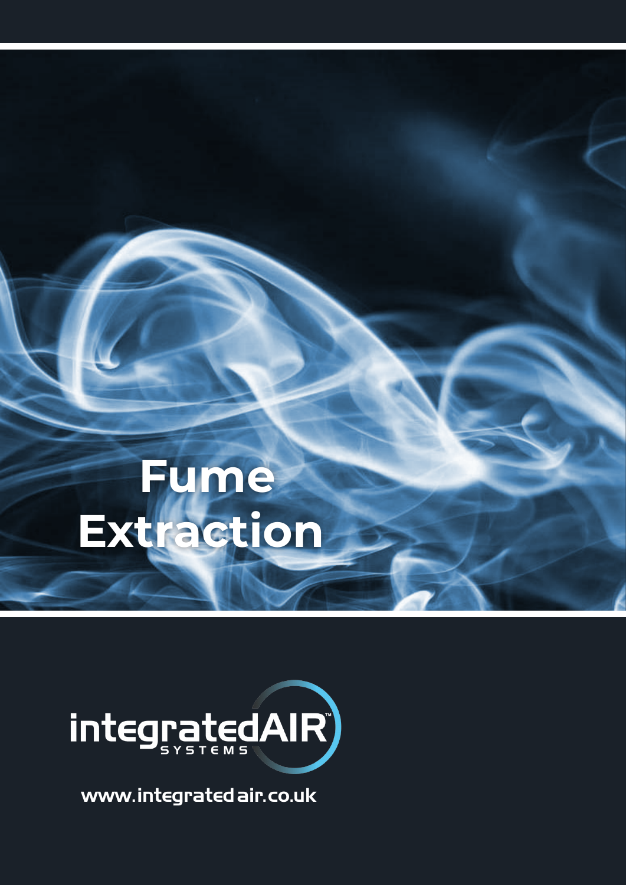# Fume Extraction

integratedAIR™ SYSTEMS

www.integratedair.co.uk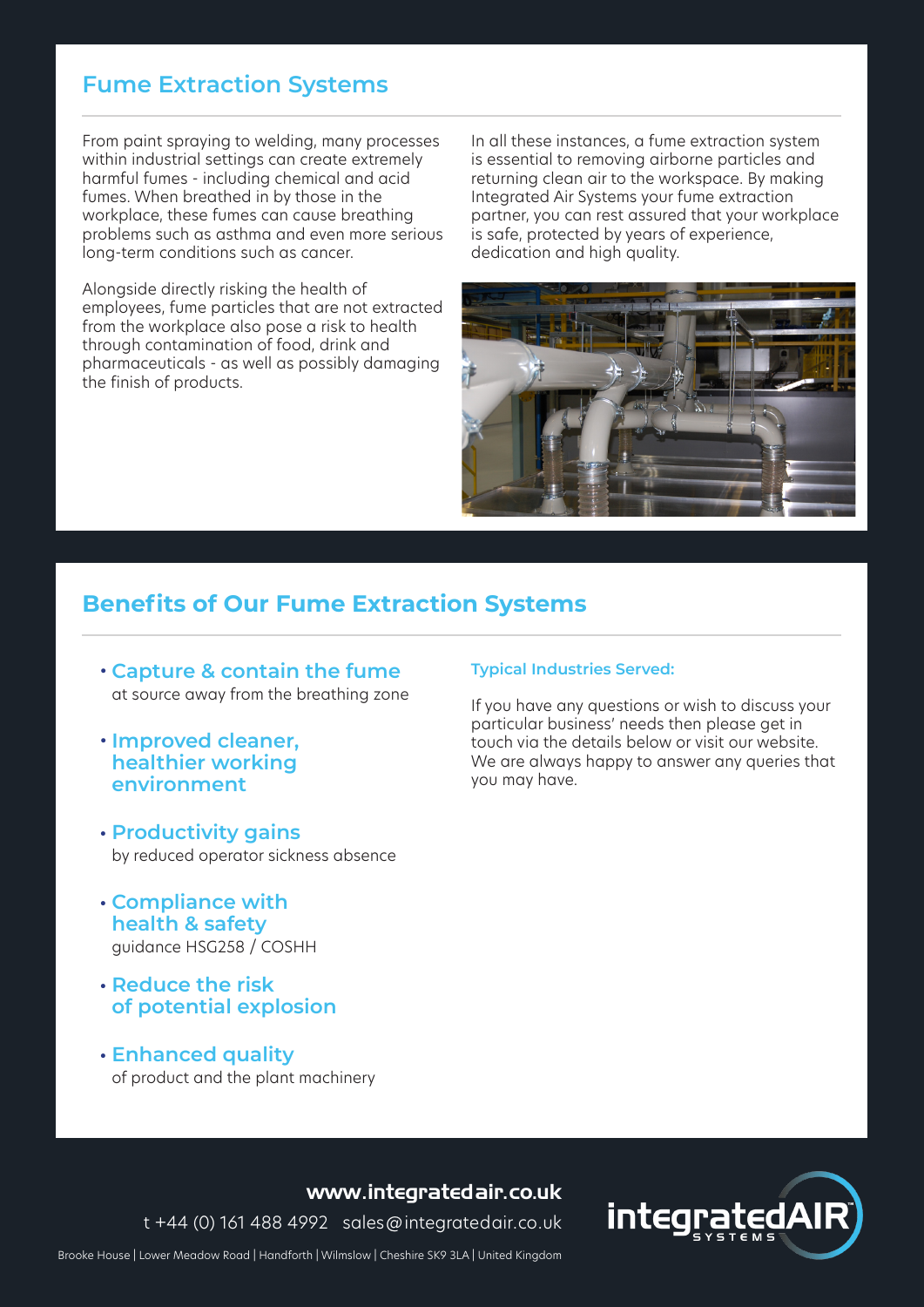## Fume Extraction Systems

From paint spraying to welding, many processes within industrial settings can create extremely harmful fumes - including chemical and acid fumes. When breathed in by those in the workplace, these fumes can cause breathing problems such as asthma and even more serious long-term conditions such as cancer.

Alongside directly risking the health of employees, fume particles that are not extracted from the workplace also pose a risk to health through contamination of food, drink and pharmaceuticals - as well as possibly damaging the finish of products.

In all these instances, a fume extraction system is essential to removing airborne particles and returning clean air to the workspace. By making Integrated Air Systems your fume extraction partner, you can rest assured that your workplace is safe, protected by years of experience, dedication and high quality.

## Benefits of Our Fume Extraction Systems

- **Capture & contain the fume** at source away from the breathing zone
- **Improved cleaner, healthier working environment**
- **Productivity gains** by reduced operator sickness absence
- **Compliance with health & safety** guidance HSG258 / COSHH
- **Reduce the risk of potential explosion**
- **Enhanced quality** of product and the plant machinery

### Typical Industries Served:

If you have any questions or wish to discuss your particular business' needs then please get in touch via the details below or visit our website. We are always happy to answer any queries that you may have.

**www.integratedair.co.uk**

t +44 (0) 161 488 4992 sales@integratedair.co.uk

Brooke House | Lower Meadow Road | Handforth | Wilmslow | Cheshire SK9 3LA | United Kingdom

integratedAIR SYSTEMS